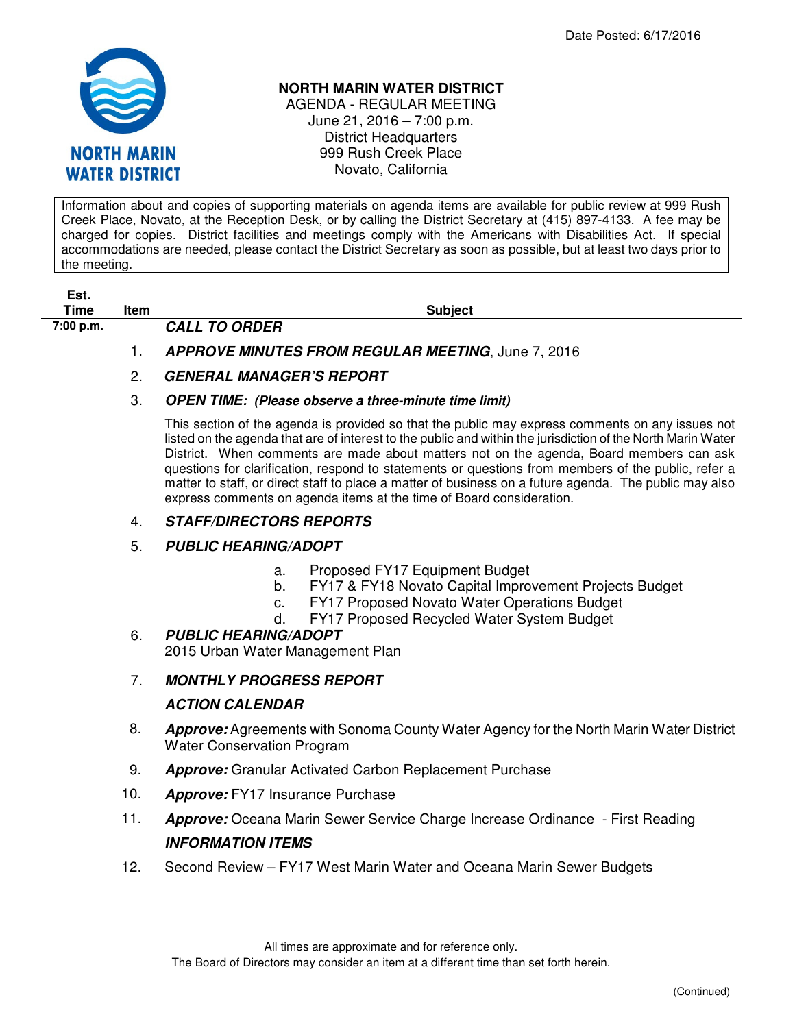Date Posted: 6/17/2016

NORTH MARIN WATER DISTRICT

# NORTH MARIN WATER DISTRICT

AGENDA - REGULAR MEETING
June 21, 2016 – 7:00 p.m.
District Headquarters
999 Rush Creek Place
Novato, California

Information about and copies of supporting materials on agenda items are available for public review at 999 Rush Creek Place, Novato, at the Reception Desk, or by calling the District Secretary at (415) 897-4133. A fee may be charged for copies. District facilities and meetings comply with the Americans with Disabilities Act. If special accommodations are needed, please contact the District Secretary as soon as possible, but at least two days prior to the meeting.

| Est. Time | Item | Subject |
|---|---|---|
| 7:00 p.m. | | ***CALL TO ORDER*** |
| | 1. | ***APPROVE MINUTES FROM REGULAR MEETING***, June 7, 2016 |
| | 2. | ***GENERAL MANAGER'S REPORT*** |
| | 3. | ***OPEN TIME: (Please observe a three-minute time limit)*** |

This section of the agenda is provided so that the public may express comments on any issues not listed on the agenda that are of interest to the public and within the jurisdiction of the North Marin Water District. When comments are made about matters not on the agenda, Board members can ask questions for clarification, respond to statements or questions from members of the public, refer a matter to staff, or direct staff to place a matter of business on a future agenda. The public may also express comments on agenda items at the time of Board consideration.

4. ***STAFF/DIRECTORS REPORTS***

5. ***PUBLIC HEARING/ADOPT***
   - a. Proposed FY17 Equipment Budget
   - b. FY17 & FY18 Novato Capital Improvement Projects Budget
   - c. FY17 Proposed Novato Water Operations Budget
   - d. FY17 Proposed Recycled Water System Budget

6. ***PUBLIC HEARING/ADOPT***
   2015 Urban Water Management Plan

7. ***MONTHLY PROGRESS REPORT***

***ACTION CALENDAR***

8. ***Approve:*** Agreements with Sonoma County Water Agency for the North Marin Water District Water Conservation Program

9. ***Approve:*** Granular Activated Carbon Replacement Purchase

10. ***Approve:*** FY17 Insurance Purchase

11. ***Approve:*** Oceana Marin Sewer Service Charge Increase Ordinance - First Reading

***INFORMATION ITEMS***

12. Second Review – FY17 West Marin Water and Oceana Marin Sewer Budgets

All times are approximate and for reference only.
The Board of Directors may consider an item at a different time than set forth herein.

(Continued)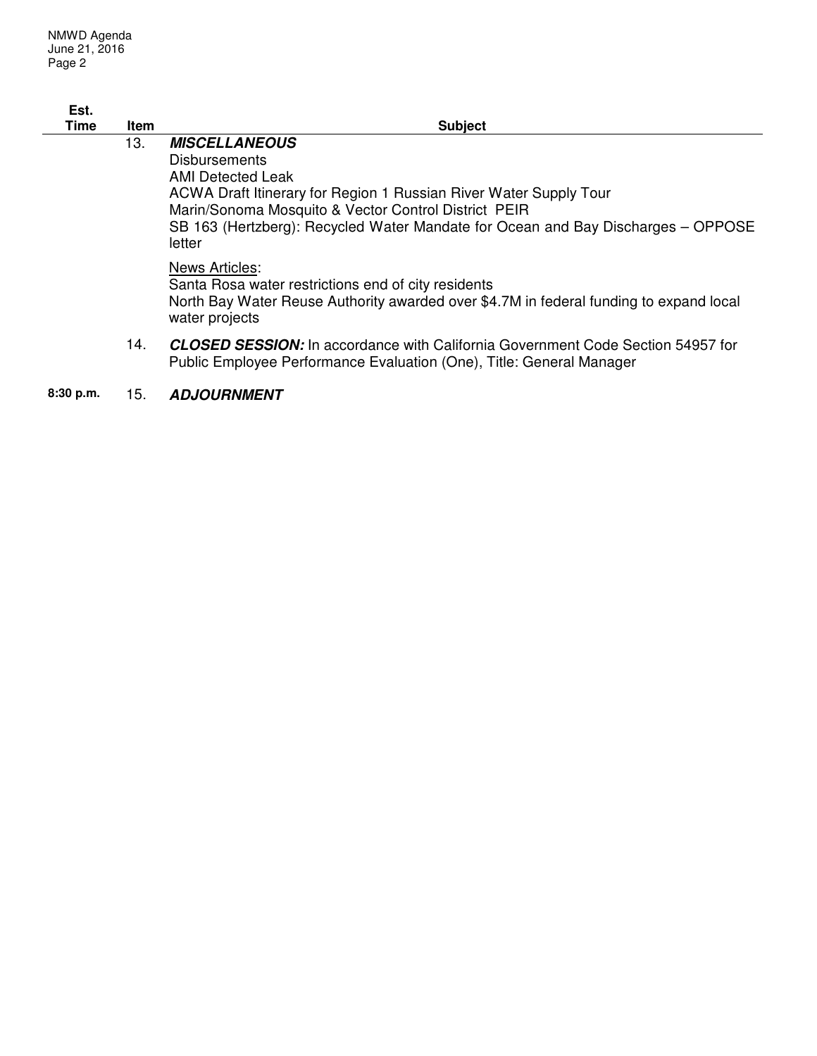| Est. Time | Item | Subject |
|---|---|---|
| | 13. | ***MISCELLANEOUS***<br>Disbursements<br>AMI Detected Leak<br>ACWA Draft Itinerary for Region 1 Russian River Water Supply Tour<br>Marin/Sonoma Mosquito & Vector Control District PEIR<br>SB 163 (Hertzberg): Recycled Water Mandate for Ocean and Bay Discharges – OPPOSE letter<br><br>News Articles:<br>Santa Rosa water restrictions end of city residents<br>North Bay Water Reuse Authority awarded over $4.7M in federal funding to expand local water projects |
| | 14. | ***CLOSED SESSION:*** In accordance with California Government Code Section 54957 for Public Employee Performance Evaluation (One), Title: General Manager |
| 8:30 p.m. | 15. | ***ADJOURNMENT*** |